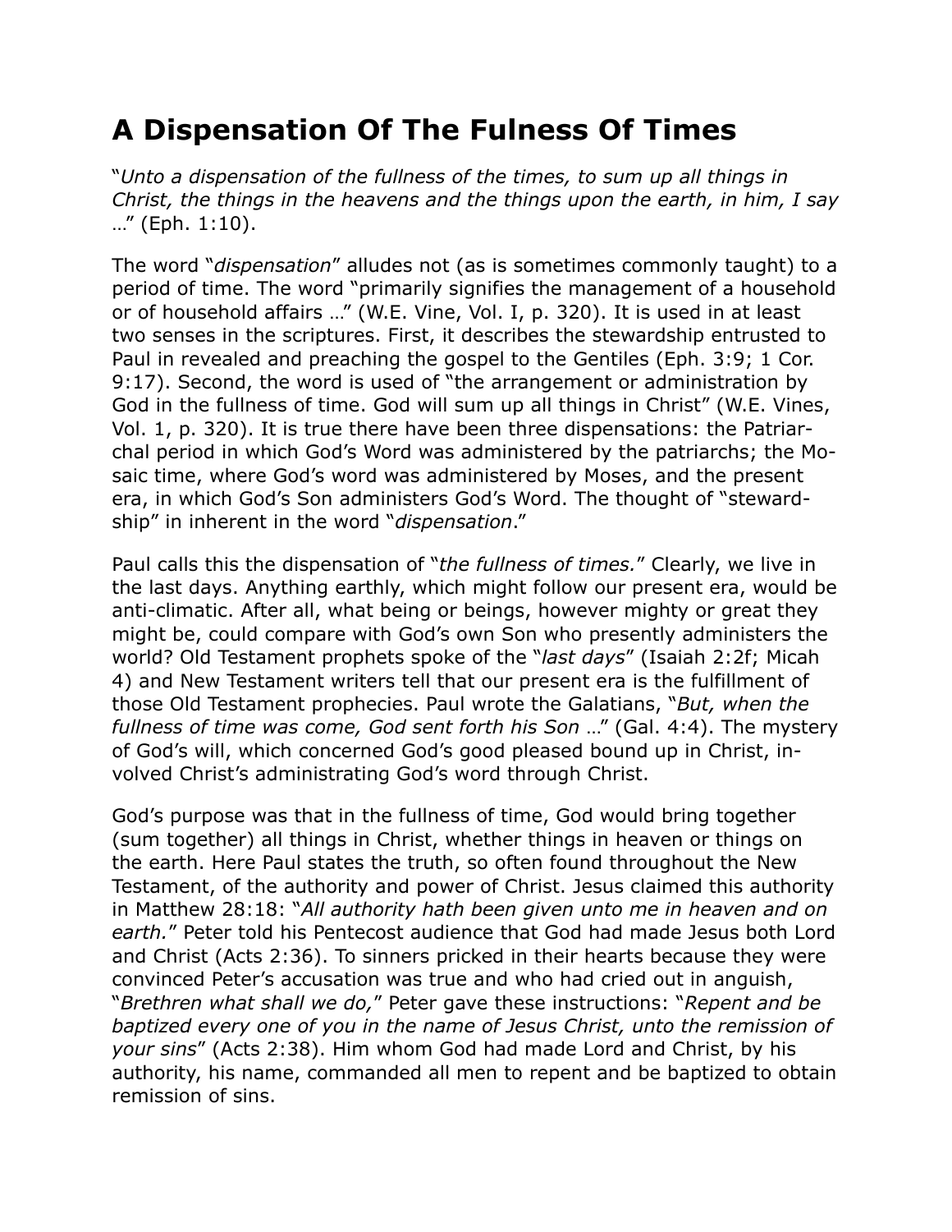# A Dispensation Of The Fulness Of Times

"*Unto a dispensation of the fullness of the times, to sum up all things in Christ, the things in the heavens and the things upon the earth, in him, I say* …" (Eph. 1:10).

The word "*dispensation*" alludes not (as is sometimes commonly taught) to a period of time. The word "primarily signifies the management of a household or of household affairs …" (W.E. Vine, Vol. I, p. 320). It is used in at least two senses in the scriptures. First, it describes the stewardship entrusted to Paul in revealed and preaching the gospel to the Gentiles (Eph. 3:9; 1 Cor. 9:17). Second, the word is used of "the arrangement or administration by God in the fullness of time. God will sum up all things in Christ" (W.E. Vines, Vol. 1, p. 320). It is true there have been three dispensations: the Patriarchal period in which God's Word was administered by the patriarchs; the Mosaic time, where God's word was administered by Moses, and the present era, in which God's Son administers God's Word. The thought of "stewardship" in inherent in the word "*dispensation*."

Paul calls this the dispensation of "*the fullness of times.*" Clearly, we live in the last days. Anything earthly, which might follow our present era, would be anti-climatic. After all, what being or beings, however mighty or great they might be, could compare with God's own Son who presently administers the world? Old Testament prophets spoke of the "*last days*" (Isaiah 2:2f; Micah 4) and New Testament writers tell that our present era is the fulfillment of those Old Testament prophecies. Paul wrote the Galatians, "*But, when the fullness of time was come, God sent forth his Son* …" (Gal. 4:4). The mystery of God's will, which concerned God's good pleased bound up in Christ, involved Christ's administrating God's word through Christ.

God's purpose was that in the fullness of time, God would bring together (sum together) all things in Christ, whether things in heaven or things on the earth. Here Paul states the truth, so often found throughout the New Testament, of the authority and power of Christ. Jesus claimed this authority in Matthew 28:18: "*All authority hath been given unto me in heaven and on earth.*" Peter told his Pentecost audience that God had made Jesus both Lord and Christ (Acts 2:36). To sinners pricked in their hearts because they were convinced Peter's accusation was true and who had cried out in anguish, "*Brethren what shall we do,*" Peter gave these instructions: "*Repent and be baptized every one of you in the name of Jesus Christ, unto the remission of your sins*" (Acts 2:38). Him whom God had made Lord and Christ, by his authority, his name, commanded all men to repent and be baptized to obtain remission of sins.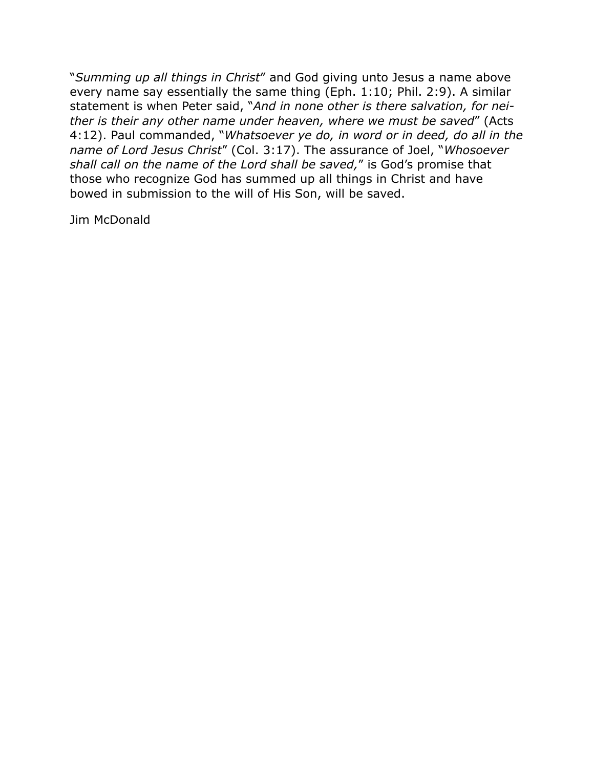"*Summing up all things in Christ*" and God giving unto Jesus a name above every name say essentially the same thing (Eph. 1:10; Phil. 2:9). A similar statement is when Peter said, "*And in none other is there salvation, for neither is their any other name under heaven, where we must be saved*" (Acts 4:12). Paul commanded, "*Whatsoever ye do, in word or in deed, do all in the name of Lord Jesus Christ*" (Col. 3:17). The assurance of Joel, "*Whosoever shall call on the name of the Lord shall be saved,*" is God's promise that those who recognize God has summed up all things in Christ and have bowed in submission to the will of His Son, will be saved.

Jim McDonald